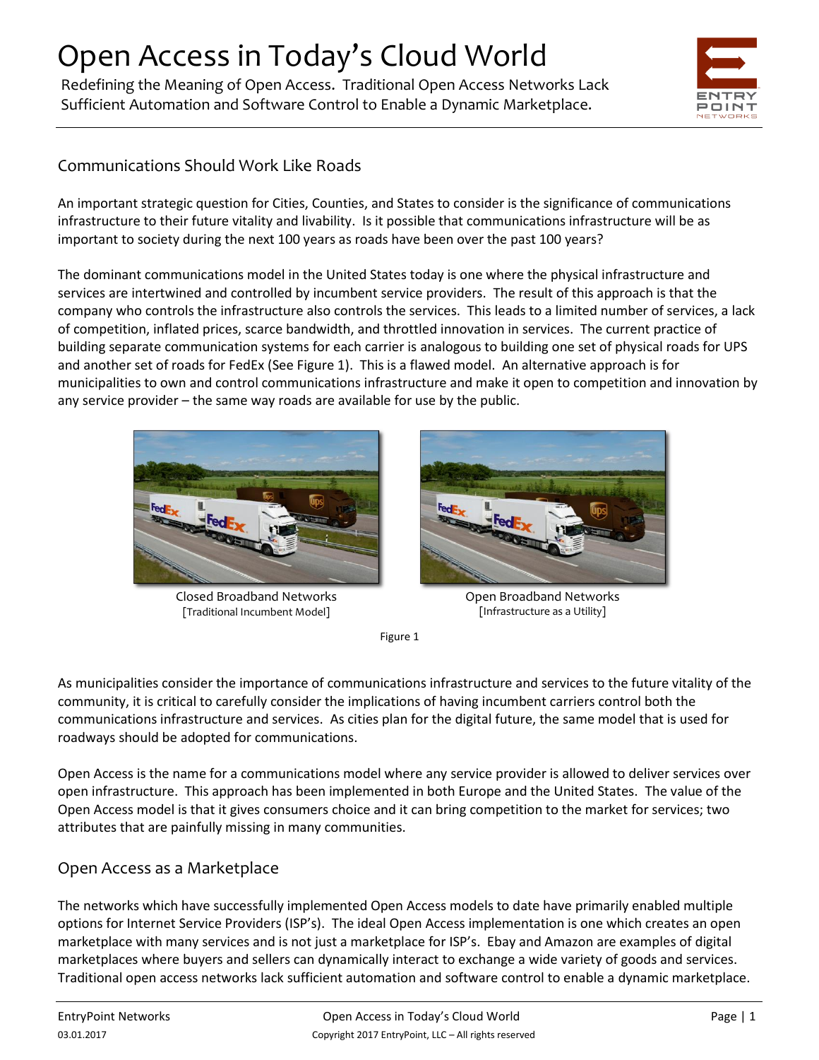# Open Access in Today's Cloud World

Redefining the Meaning of Open Access. Traditional Open Access Networks Lack Sufficient Automation and Software Control to Enable a Dynamic Marketplace.

## Communications Should Work Like Roads

An important strategic question for Cities, Counties, and States to consider is the significance of communications infrastructure to their future vitality and livability. Is it possible that communications infrastructure will be as important to society during the next 100 years as roads have been over the past 100 years?

The dominant communications model in the United States today is one where the physical infrastructure and services are intertwined and controlled by incumbent service providers. The result of this approach is that the company who controls the infrastructure also controls the services. This leads to a limited number of services, a lack of competition, inflated prices, scarce bandwidth, and throttled innovation in services. The current practice of building separate communication systems for each carrier is analogous to building one set of physical roads for UPS and another set of roads for FedEx (See Figure 1). This is a flawed model. An alternative approach is for municipalities to own and control communications infrastructure and make it open to competition and innovation by any service provider – the same way roads are available for use by the public.

Closed Broadband Networks
[Traditional Incumbent Model]

Open Broadband Networks
[Infrastructure as a Utility]

Figure 1

As municipalities consider the importance of communications infrastructure and services to the future vitality of the community, it is critical to carefully consider the implications of having incumbent carriers control both the communications infrastructure and services. As cities plan for the digital future, the same model that is used for roadways should be adopted for communications.

Open Access is the name for a communications model where any service provider is allowed to deliver services over open infrastructure. This approach has been implemented in both Europe and the United States. The value of the Open Access model is that it gives consumers choice and it can bring competition to the market for services; two attributes that are painfully missing in many communities.

## Open Access as a Marketplace

The networks which have successfully implemented Open Access models to date have primarily enabled multiple options for Internet Service Providers (ISP's). The ideal Open Access implementation is one which creates an open marketplace with many services and is not just a marketplace for ISP's. Ebay and Amazon are examples of digital marketplaces where buyers and sellers can dynamically interact to exchange a wide variety of goods and services. Traditional open access networks lack sufficient automation and software control to enable a dynamic marketplace.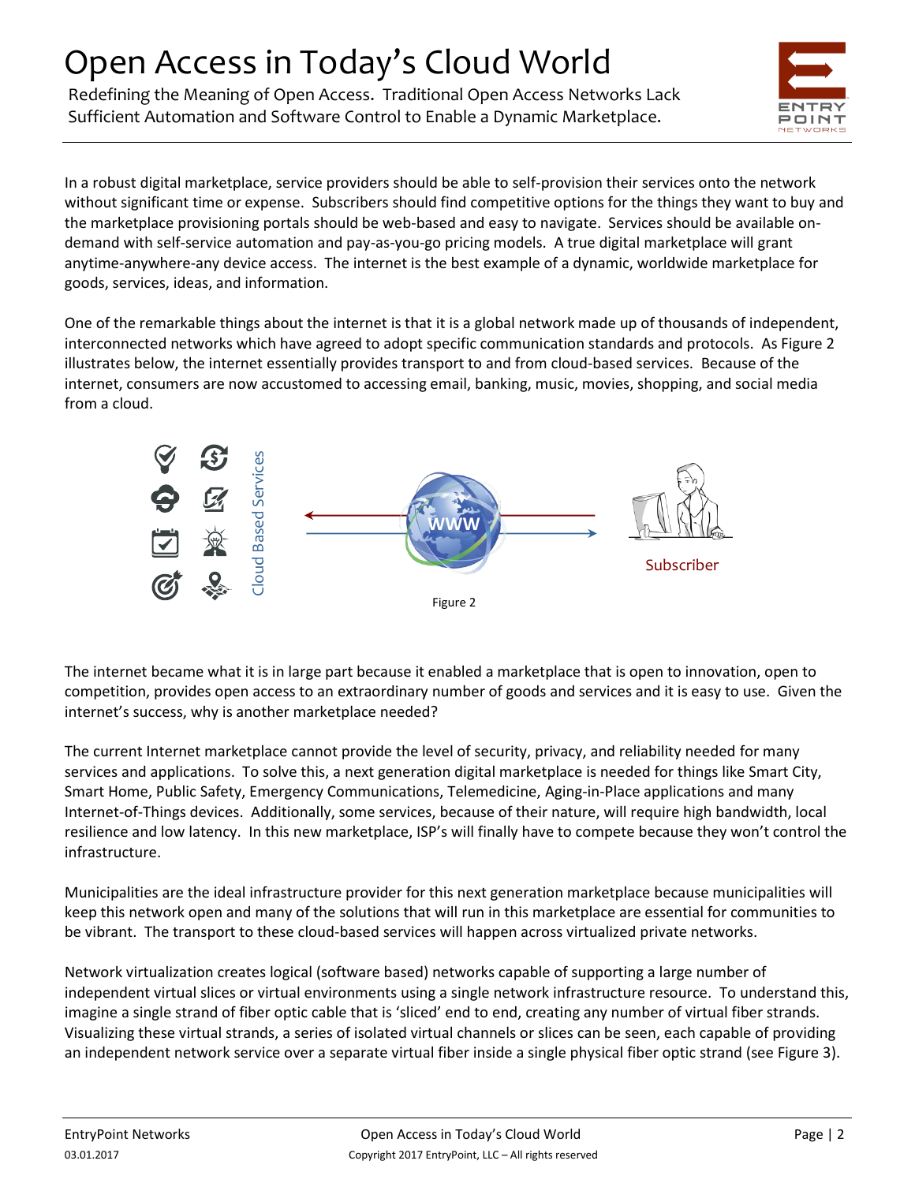# Open Access in Today's Cloud World

Redefining the Meaning of Open Access. Traditional Open Access Networks Lack Sufficient Automation and Software Control to Enable a Dynamic Marketplace.

In a robust digital marketplace, service providers should be able to self-provision their services onto the network without significant time or expense. Subscribers should find competitive options for the things they want to buy and the marketplace provisioning portals should be web-based and easy to navigate. Services should be available on-demand with self-service automation and pay-as-you-go pricing models. A true digital marketplace will grant anytime-anywhere-any device access. The internet is the best example of a dynamic, worldwide marketplace for goods, services, ideas, and information.

One of the remarkable things about the internet is that it is a global network made up of thousands of independent, interconnected networks which have agreed to adopt specific communication standards and protocols. As Figure 2 illustrates below, the internet essentially provides transport to and from cloud-based services. Because of the internet, consumers are now accustomed to accessing email, banking, music, movies, shopping, and social media from a cloud.

Cloud Based Services

WWW

Subscriber

Figure 2

The internet became what it is in large part because it enabled a marketplace that is open to innovation, open to competition, provides open access to an extraordinary number of goods and services and it is easy to use. Given the internet's success, why is another marketplace needed?

The current Internet marketplace cannot provide the level of security, privacy, and reliability needed for many services and applications. To solve this, a next generation digital marketplace is needed for things like Smart City, Smart Home, Public Safety, Emergency Communications, Telemedicine, Aging-in-Place applications and many Internet-of-Things devices. Additionally, some services, because of their nature, will require high bandwidth, local resilience and low latency. In this new marketplace, ISP's will finally have to compete because they won't control the infrastructure.

Municipalities are the ideal infrastructure provider for this next generation marketplace because municipalities will keep this network open and many of the solutions that will run in this marketplace are essential for communities to be vibrant. The transport to these cloud-based services will happen across virtualized private networks.

Network virtualization creates logical (software based) networks capable of supporting a large number of independent virtual slices or virtual environments using a single network infrastructure resource. To understand this, imagine a single strand of fiber optic cable that is 'sliced' end to end, creating any number of virtual fiber strands. Visualizing these virtual strands, a series of isolated virtual channels or slices can be seen, each capable of providing an independent network service over a separate virtual fiber inside a single physical fiber optic strand (see Figure 3).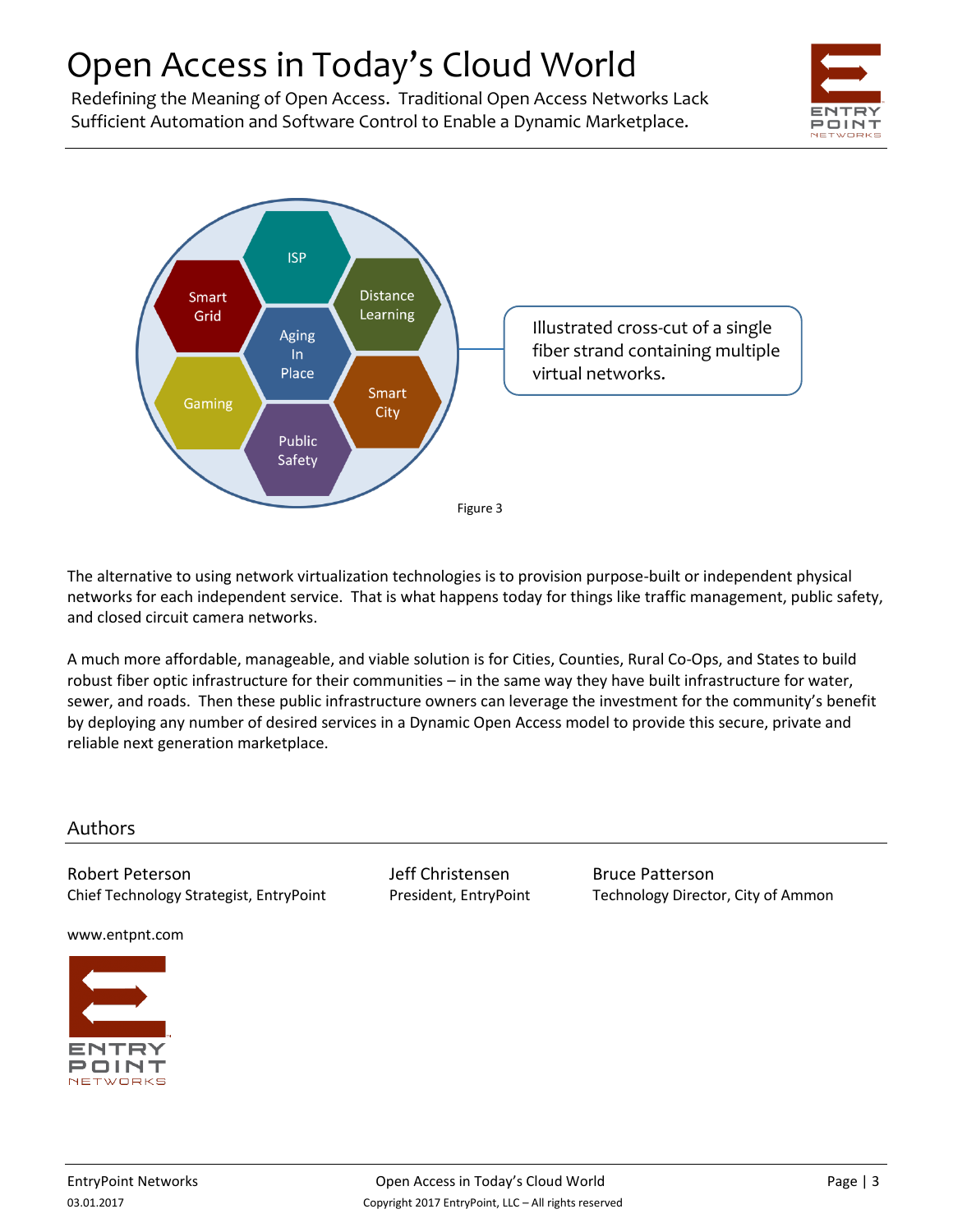# Open Access in Today's Cloud World

Redefining the Meaning of Open Access. Traditional Open Access Networks Lack Sufficient Automation and Software Control to Enable a Dynamic Marketplace.

ISP
Smart Grid
Distance Learning
Aging In Place
Gaming
Smart City
Public Safety

Illustrated cross-cut of a single fiber strand containing multiple virtual networks.

Figure 3

The alternative to using network virtualization technologies is to provision purpose-built or independent physical networks for each independent service. That is what happens today for things like traffic management, public safety, and closed circuit camera networks.

A much more affordable, manageable, and viable solution is for Cities, Counties, Rural Co-Ops, and States to build robust fiber optic infrastructure for their communities – in the same way they have built infrastructure for water, sewer, and roads. Then these public infrastructure owners can leverage the investment for the community's benefit by deploying any number of desired services in a Dynamic Open Access model to provide this secure, private and reliable next generation marketplace.

## Authors

Robert Peterson
Chief Technology Strategist, EntryPoint

Jeff Christensen
President, EntryPoint

Bruce Patterson
Technology Director, City of Ammon

www.entpnt.com

ENTRY POINT NETWORKS